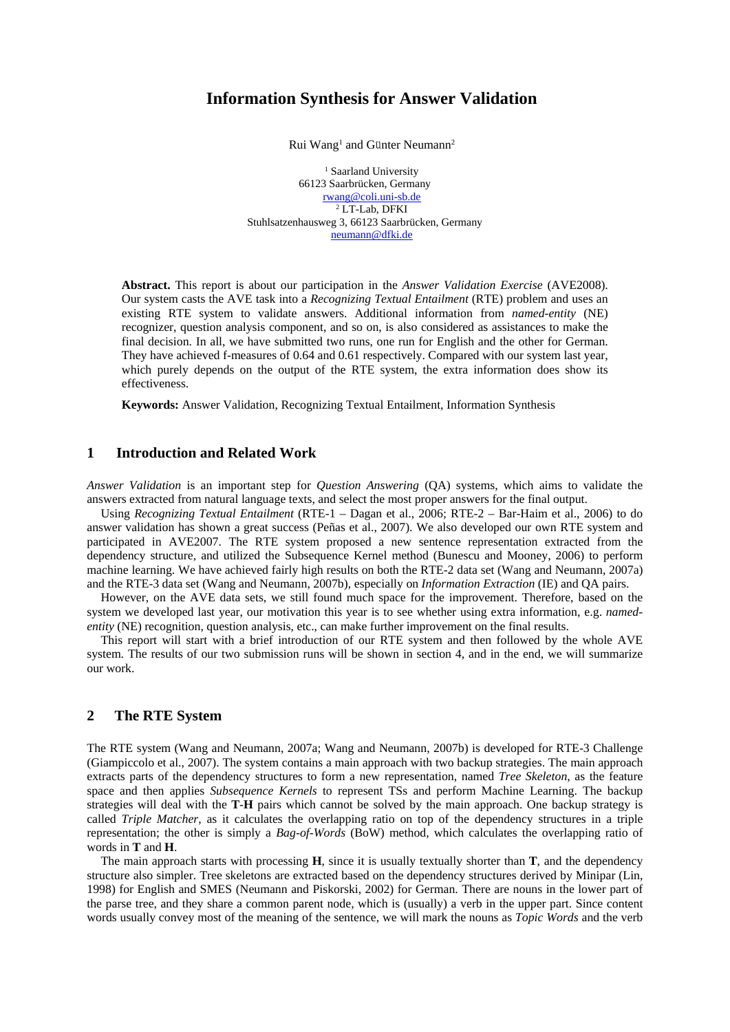# Information Synthesis for Answer Validation

Rui Wang[1] and Günter Neumann[2]

[1] Saarland University  
66123 Saarbrücken, Germany  
rwang@coli.uni-sb.de  
[2] LT-Lab, DFKI  
Stuhlsatzenhausweg 3, 66123 Saarbrücken, Germany  
neumann@dfki.de

**Abstract.** This report is about our participation in the *Answer Validation Exercise* (AVE2008). Our system casts the AVE task into a *Recognizing Textual Entailment* (RTE) problem and uses an existing RTE system to validate answers. Additional information from *named-entity* (NE) recognizer, question analysis component, and so on, is also considered as assistances to make the final decision. In all, we have submitted two runs, one run for English and the other for German. They have achieved f-measures of 0.64 and 0.61 respectively. Compared with our system last year, which purely depends on the output of the RTE system, the extra information does show its effectiveness.

**Keywords:** Answer Validation, Recognizing Textual Entailment, Information Synthesis

## 1 Introduction and Related Work

*Answer Validation* is an important step for *Question Answering* (QA) systems, which aims to validate the answers extracted from natural language texts, and select the most proper answers for the final output.

Using *Recognizing Textual Entailment* (RTE-1 – Dagan et al., 2006; RTE-2 – Bar-Haim et al., 2006) to do answer validation has shown a great success (Peñas et al., 2007). We also developed our own RTE system and participated in AVE2007. The RTE system proposed a new sentence representation extracted from the dependency structure, and utilized the Subsequence Kernel method (Bunescu and Mooney, 2006) to perform machine learning. We have achieved fairly high results on both the RTE-2 data set (Wang and Neumann, 2007a) and the RTE-3 data set (Wang and Neumann, 2007b), especially on *Information Extraction* (IE) and QA pairs.

However, on the AVE data sets, we still found much space for the improvement. Therefore, based on the system we developed last year, our motivation this year is to see whether using extra information, e.g. *named-entity* (NE) recognition, question analysis, etc., can make further improvement on the final results.

This report will start with a brief introduction of our RTE system and then followed by the whole AVE system. The results of our two submission runs will be shown in section 4, and in the end, we will summarize our work.

## 2 The RTE System

The RTE system (Wang and Neumann, 2007a; Wang and Neumann, 2007b) is developed for RTE-3 Challenge (Giampiccolo et al., 2007). The system contains a main approach with two backup strategies. The main approach extracts parts of the dependency structures to form a new representation, named *Tree Skeleton*, as the feature space and then applies *Subsequence Kernels* to represent TSs and perform Machine Learning. The backup strategies will deal with the **T**-**H** pairs which cannot be solved by the main approach. One backup strategy is called *Triple Matcher*, as it calculates the overlapping ratio on top of the dependency structures in a triple representation; the other is simply a *Bag-of-Words* (BoW) method, which calculates the overlapping ratio of words in **T** and **H**.

The main approach starts with processing **H**, since it is usually textually shorter than **T**, and the dependency structure also simpler. Tree skeletons are extracted based on the dependency structures derived by Minipar (Lin, 1998) for English and SMES (Neumann and Piskorski, 2002) for German. There are nouns in the lower part of the parse tree, and they share a common parent node, which is (usually) a verb in the upper part. Since content words usually convey most of the meaning of the sentence, we will mark the nouns as *Topic Words* and the verb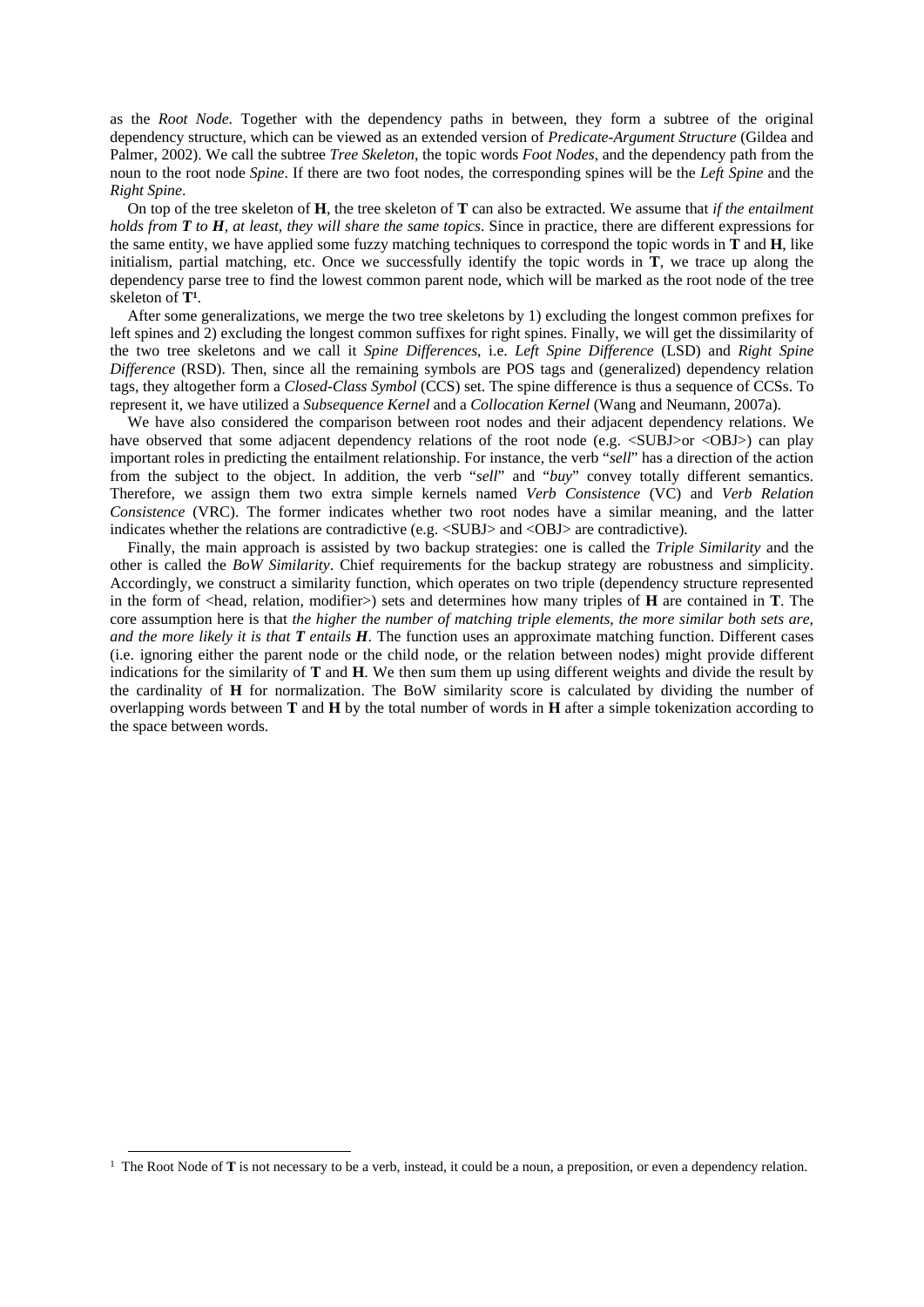as the *Root Node*. Together with the dependency paths in between, they form a subtree of the original dependency structure, which can be viewed as an extended version of *Predicate-Argument Structure* (Gildea and Palmer, 2002). We call the subtree *Tree Skeleton*, the topic words *Foot Nodes*, and the dependency path from the noun to the root node *Spine*. If there are two foot nodes, the corresponding spines will be the *Left Spine* and the *Right Spine*.

On top of the tree skeleton of **H**, the tree skeleton of **T** can also be extracted. We assume that *if the entailment holds from **T** to **H**, at least, they will share the same topics*. Since in practice, there are different expressions for the same entity, we have applied some fuzzy matching techniques to correspond the topic words in **T** and **H**, like initialism, partial matching, etc. Once we successfully identify the topic words in **T**, we trace up along the dependency parse tree to find the lowest common parent node, which will be marked as the root node of the tree skeleton of **T**[1].

After some generalizations, we merge the two tree skeletons by 1) excluding the longest common prefixes for left spines and 2) excluding the longest common suffixes for right spines. Finally, we will get the dissimilarity of the two tree skeletons and we call it *Spine Differences*, i.e. *Left Spine Difference* (LSD) and *Right Spine Difference* (RSD). Then, since all the remaining symbols are POS tags and (generalized) dependency relation tags, they altogether form a *Closed-Class Symbol* (CCS) set. The spine difference is thus a sequence of CCSs. To represent it, we have utilized a *Subsequence Kernel* and a *Collocation Kernel* (Wang and Neumann, 2007a).

We have also considered the comparison between root nodes and their adjacent dependency relations. We have observed that some adjacent dependency relations of the root node (e.g. <SUBJ>or <OBJ>) can play important roles in predicting the entailment relationship. For instance, the verb "*sell*" has a direction of the action from the subject to the object. In addition, the verb "*sell*" and "*buy*" convey totally different semantics. Therefore, we assign them two extra simple kernels named *Verb Consistence* (VC) and *Verb Relation Consistence* (VRC). The former indicates whether two root nodes have a similar meaning, and the latter indicates whether the relations are contradictive (e.g. <SUBJ> and <OBJ> are contradictive).

Finally, the main approach is assisted by two backup strategies: one is called the *Triple Similarity* and the other is called the *BoW Similarity*. Chief requirements for the backup strategy are robustness and simplicity. Accordingly, we construct a similarity function, which operates on two triple (dependency structure represented in the form of <head, relation, modifier>) sets and determines how many triples of **H** are contained in **T**. The core assumption here is that *the higher the number of matching triple elements, the more similar both sets are, and the more likely it is that **T** entails **H***. The function uses an approximate matching function. Different cases (i.e. ignoring either the parent node or the child node, or the relation between nodes) might provide different indications for the similarity of **T** and **H**. We then sum them up using different weights and divide the result by the cardinality of **H** for normalization. The BoW similarity score is calculated by dividing the number of overlapping words between **T** and **H** by the total number of words in **H** after a simple tokenization according to the space between words.

[1] The Root Node of **T** is not necessary to be a verb, instead, it could be a noun, a preposition, or even a dependency relation.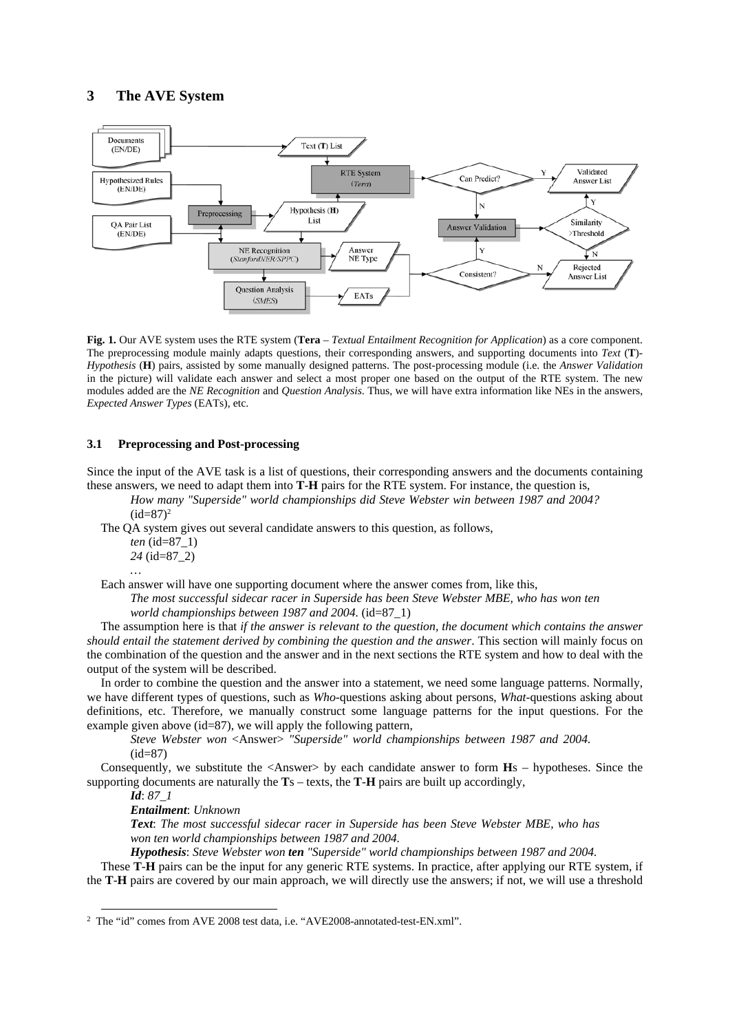## 3 The AVE System

**Fig. 1.** Our AVE system uses the RTE system (**Tera** – *Textual Entailment Recognition for Application*) as a core component. The preprocessing module mainly adapts questions, their corresponding answers, and supporting documents into *Text* (**T**)-*Hypothesis* (**H**) pairs, assisted by some manually designed patterns. The post-processing module (i.e. the *Answer Validation* in the picture) will validate each answer and select a most proper one based on the output of the RTE system. The new modules added are the *NE Recognition* and *Question Analysis*. Thus, we will have extra information like NEs in the answers, *Expected Answer Types* (EATs), etc.

### 3.1 Preprocessing and Post-processing

Since the input of the AVE task is a list of questions, their corresponding answers and the documents containing these answers, we need to adapt them into **T**-**H** pairs for the RTE system. For instance, the question is,

*How many "Superside" world championships did Steve Webster win between 1987 and 2004?* (id=87)[2]

The QA system gives out several candidate answers to this question, as follows,

*ten* (id=87_1)
*24* (id=87_2)
…

Each answer will have one supporting document where the answer comes from, like this,

*The most successful sidecar racer in Superside has been Steve Webster MBE, who has won ten world championships between 1987 and 2004.* (id=87_1)

The assumption here is that *if the answer is relevant to the question, the document which contains the answer should entail the statement derived by combining the question and the answer*. This section will mainly focus on the combination of the question and the answer and in the next sections the RTE system and how to deal with the output of the system will be described.

In order to combine the question and the answer into a statement, we need some language patterns. Normally, we have different types of questions, such as *Who*-questions asking about persons, *What*-questions asking about definitions, etc. Therefore, we manually construct some language patterns for the input questions. For the example given above (id=87), we will apply the following pattern,

*Steve Webster won* <Answer> *"Superside" world championships between 1987 and 2004.* (id=87)

Consequently, we substitute the <Answer> by each candidate answer to form **H**s – hypotheses. Since the supporting documents are naturally the **T**s – texts, the **T**-**H** pairs are built up accordingly,

***Id***: *87_1*
***Entailment***: *Unknown*
***Text***: *The most successful sidecar racer in Superside has been Steve Webster MBE, who has won ten world championships between 1987 and 2004.*
***Hypothesis***: *Steve Webster won* ***ten*** *"Superside" world championships between 1987 and 2004.*

These **T**-**H** pairs can be the input for any generic RTE systems. In practice, after applying our RTE system, if the **T**-**H** pairs are covered by our main approach, we will directly use the answers; if not, we will use a threshold

[2] The "id" comes from AVE 2008 test data, i.e. "AVE2008-annotated-test-EN.xml".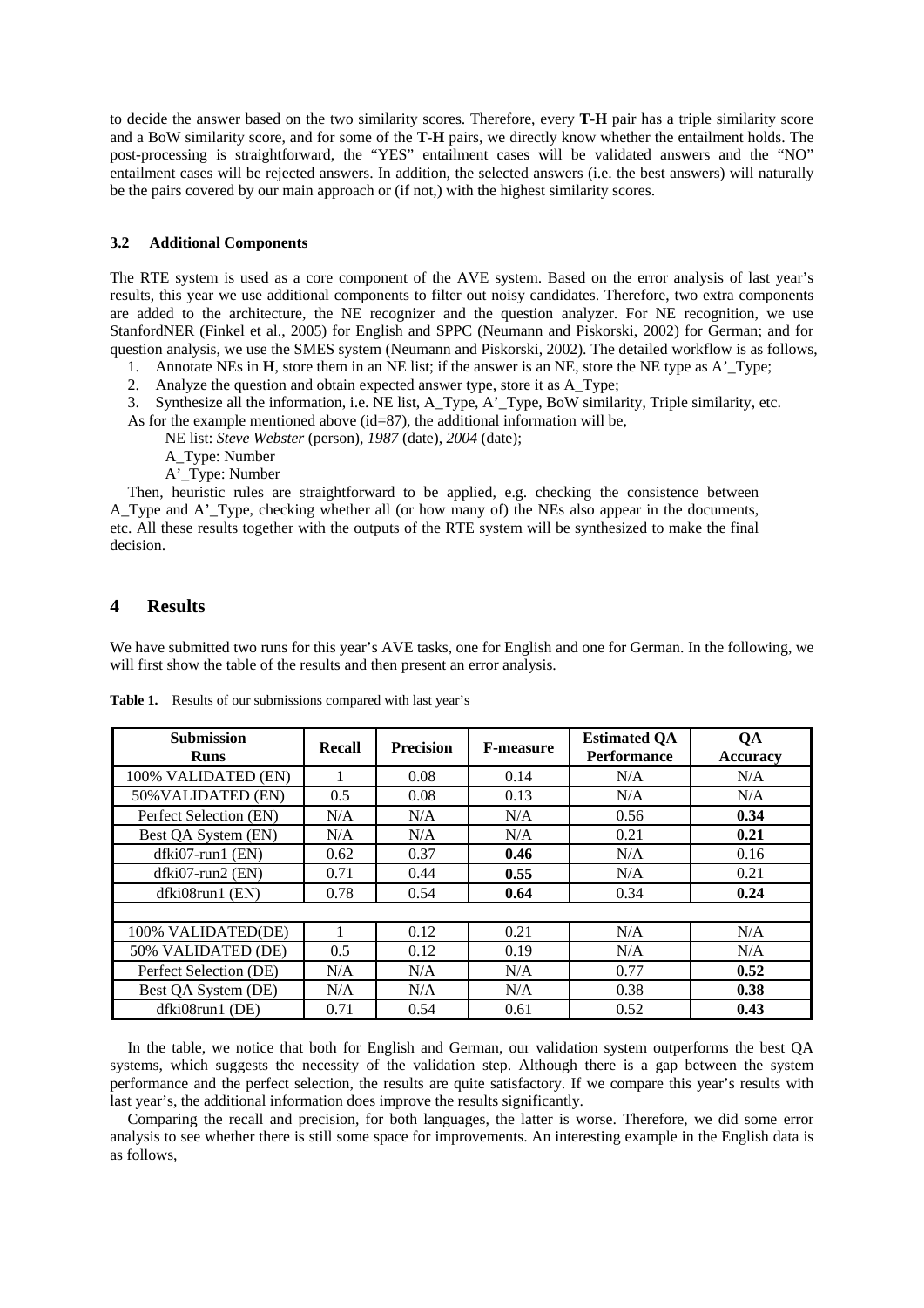to decide the answer based on the two similarity scores. Therefore, every **T**-**H** pair has a triple similarity score and a BoW similarity score, and for some of the **T**-**H** pairs, we directly know whether the entailment holds. The post-processing is straightforward, the "YES" entailment cases will be validated answers and the "NO" entailment cases will be rejected answers. In addition, the selected answers (i.e. the best answers) will naturally be the pairs covered by our main approach or (if not,) with the highest similarity scores.

### 3.2 Additional Components

The RTE system is used as a core component of the AVE system. Based on the error analysis of last year's results, this year we use additional components to filter out noisy candidates. Therefore, two extra components are added to the architecture, the NE recognizer and the question analyzer. For NE recognition, we use StanfordNER (Finkel et al., 2005) for English and SPPC (Neumann and Piskorski, 2002) for German; and for question analysis, we use the SMES system (Neumann and Piskorski, 2002). The detailed workflow is as follows,

1. Annotate NEs in **H**, store them in an NE list; if the answer is an NE, store the NE type as A'_Type;
2. Analyze the question and obtain expected answer type, store it as A_Type;
3. Synthesize all the information, i.e. NE list, A_Type, A'_Type, BoW similarity, Triple similarity, etc.

As for the example mentioned above (id=87), the additional information will be,

NE list: *Steve Webster* (person), *1987* (date), *2004* (date);

A_Type: Number

A'_Type: Number

Then, heuristic rules are straightforward to be applied, e.g. checking the consistence between A_Type and A'_Type, checking whether all (or how many of) the NEs also appear in the documents, etc. All these results together with the outputs of the RTE system will be synthesized to make the final decision.

## 4 Results

We have submitted two runs for this year's AVE tasks, one for English and one for German. In the following, we will first show the table of the results and then present an error analysis.

**Table 1.** Results of our submissions compared with last year's

| Submission Runs | Recall | Precision | F-measure | Estimated QA Performance | QA Accuracy |
|---|---|---|---|---|---|
| 100% VALIDATED (EN) | 1 | 0.08 | 0.14 | N/A | N/A |
| 50%VALIDATED (EN) | 0.5 | 0.08 | 0.13 | N/A | N/A |
| Perfect Selection (EN) | N/A | N/A | N/A | 0.56 | **0.34** |
| Best QA System (EN) | N/A | N/A | N/A | 0.21 | **0.21** |
| dfki07-run1 (EN) | 0.62 | 0.37 | **0.46** | N/A | 0.16 |
| dfki07-run2 (EN) | 0.71 | 0.44 | **0.55** | N/A | 0.21 |
| dfki08run1 (EN) | 0.78 | 0.54 | **0.64** | 0.34 | **0.24** |
| | | | | | |
| 100% VALIDATED(DE) | 1 | 0.12 | 0.21 | N/A | N/A |
| 50% VALIDATED (DE) | 0.5 | 0.12 | 0.19 | N/A | N/A |
| Perfect Selection (DE) | N/A | N/A | N/A | 0.77 | **0.52** |
| Best QA System (DE) | N/A | N/A | N/A | 0.38 | **0.38** |
| dfki08run1 (DE) | 0.71 | 0.54 | 0.61 | 0.52 | **0.43** |

In the table, we notice that both for English and German, our validation system outperforms the best QA systems, which suggests the necessity of the validation step. Although there is a gap between the system performance and the perfect selection, the results are quite satisfactory. If we compare this year's results with last year's, the additional information does improve the results significantly.

Comparing the recall and precision, for both languages, the latter is worse. Therefore, we did some error analysis to see whether there is still some space for improvements. An interesting example in the English data is as follows,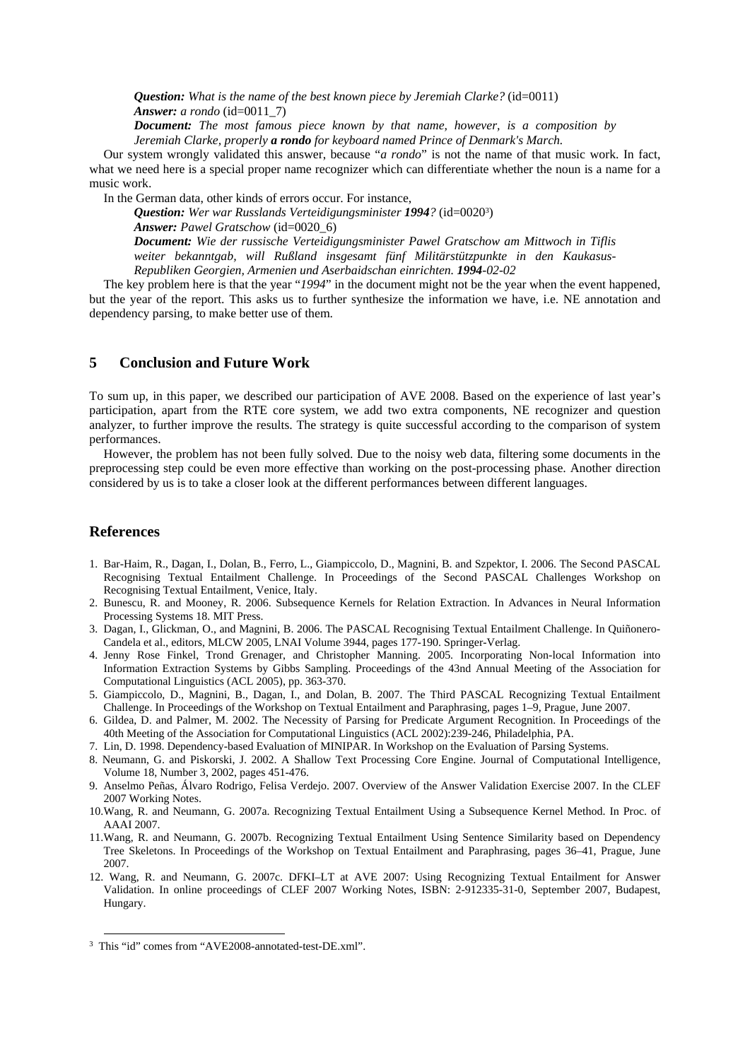*__Question:__ What is the name of the best known piece by Jeremiah Clarke?* (id=0011)
*__Answer:__ a rondo* (id=0011_7)
*__Document:__ The most famous piece known by that name, however, is a composition by Jeremiah Clarke, properly __a rondo__ for keyboard named Prince of Denmark's March.*

Our system wrongly validated this answer, because "*a rondo*" is not the name of that music work. In fact, what we need here is a special proper name recognizer which can differentiate whether the noun is a name for a music work.

In the German data, other kinds of errors occur. For instance,

*__Question:__ Wer war Russlands Verteidigungsminister __1994__?* (id=0020[3])
*__Answer:__ Pawel Gratschow* (id=0020_6)
*__Document:__ Wie der russische Verteidigungsminister Pawel Gratschow am Mittwoch in Tiflis weiter bekanntgab, will Rußland insgesamt fünf Militärstützpunkte in den Kaukasus-Republiken Georgien, Armenien und Aserbaidschan einrichten. __1994__-02-02*

The key problem here is that the year "*1994*" in the document might not be the year when the event happened, but the year of the report. This asks us to further synthesize the information we have, i.e. NE annotation and dependency parsing, to make better use of them.

## 5 Conclusion and Future Work

To sum up, in this paper, we described our participation of AVE 2008. Based on the experience of last year's participation, apart from the RTE core system, we add two extra components, NE recognizer and question analyzer, to further improve the results. The strategy is quite successful according to the comparison of system performances.

However, the problem has not been fully solved. Due to the noisy web data, filtering some documents in the preprocessing step could be even more effective than working on the post-processing phase. Another direction considered by us is to take a closer look at the different performances between different languages.

## References

1. Bar-Haim, R., Dagan, I., Dolan, B., Ferro, L., Giampiccolo, D., Magnini, B. and Szpektor, I. 2006. The Second PASCAL Recognising Textual Entailment Challenge. In Proceedings of the Second PASCAL Challenges Workshop on Recognising Textual Entailment, Venice, Italy.
2. Bunescu, R. and Mooney, R. 2006. Subsequence Kernels for Relation Extraction. In Advances in Neural Information Processing Systems 18. MIT Press.
3. Dagan, I., Glickman, O., and Magnini, B. 2006. The PASCAL Recognising Textual Entailment Challenge. In Quiñonero-Candela et al., editors, MLCW 2005, LNAI Volume 3944, pages 177-190. Springer-Verlag.
4. Jenny Rose Finkel, Trond Grenager, and Christopher Manning. 2005. Incorporating Non-local Information into Information Extraction Systems by Gibbs Sampling. Proceedings of the 43nd Annual Meeting of the Association for Computational Linguistics (ACL 2005), pp. 363-370.
5. Giampiccolo, D., Magnini, B., Dagan, I., and Dolan, B. 2007. The Third PASCAL Recognizing Textual Entailment Challenge. In Proceedings of the Workshop on Textual Entailment and Paraphrasing, pages 1–9, Prague, June 2007.
6. Gildea, D. and Palmer, M. 2002. The Necessity of Parsing for Predicate Argument Recognition. In Proceedings of the 40th Meeting of the Association for Computational Linguistics (ACL 2002):239-246, Philadelphia, PA.
7. Lin, D. 1998. Dependency-based Evaluation of MINIPAR. In Workshop on the Evaluation of Parsing Systems.
8. Neumann, G. and Piskorski, J. 2002. A Shallow Text Processing Core Engine. Journal of Computational Intelligence, Volume 18, Number 3, 2002, pages 451-476.
9. Anselmo Peñas, Álvaro Rodrigo, Felisa Verdejo. 2007. Overview of the Answer Validation Exercise 2007. In the CLEF 2007 Working Notes.
10. Wang, R. and Neumann, G. 2007a. Recognizing Textual Entailment Using a Subsequence Kernel Method. In Proc. of AAAI 2007.
11. Wang, R. and Neumann, G. 2007b. Recognizing Textual Entailment Using Sentence Similarity based on Dependency Tree Skeletons. In Proceedings of the Workshop on Textual Entailment and Paraphrasing, pages 36–41, Prague, June 2007.
12. Wang, R. and Neumann, G. 2007c. DFKI–LT at AVE 2007: Using Recognizing Textual Entailment for Answer Validation. In online proceedings of CLEF 2007 Working Notes, ISBN: 2-912335-31-0, September 2007, Budapest, Hungary.

---

[3] This "id" comes from "AVE2008-annotated-test-DE.xml".